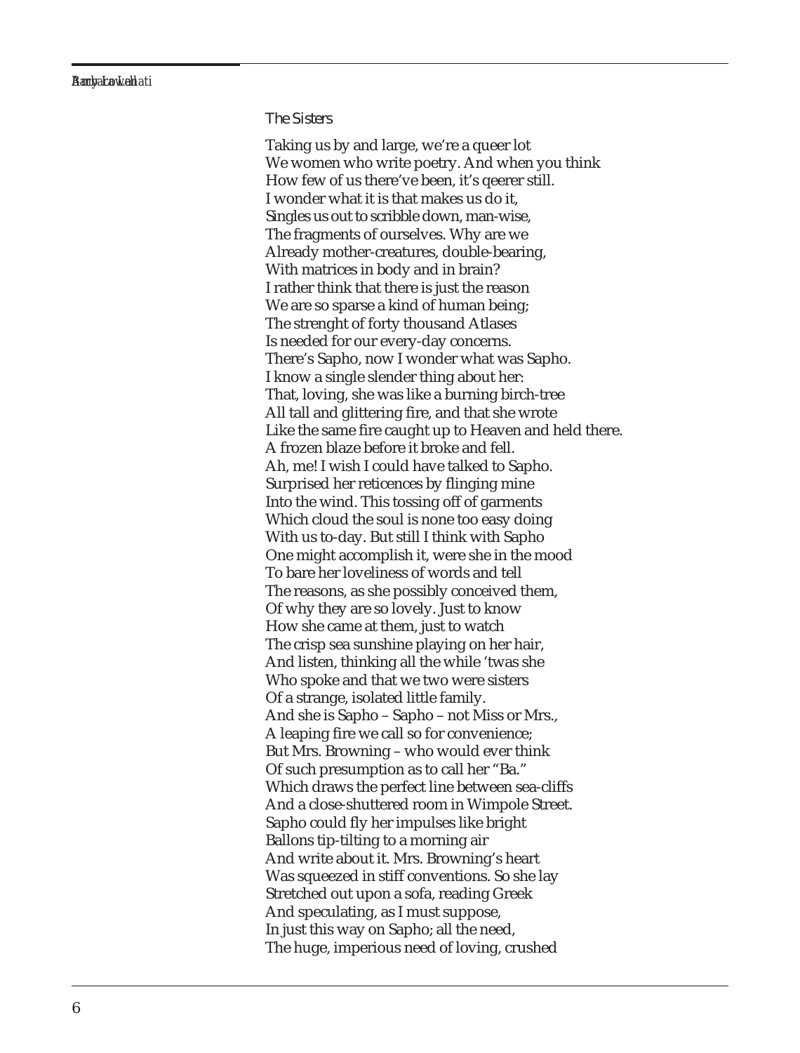## The Sisters

Taking us by and large, we're a queer lot
We women who write poetry. And when you think
How few of us there've been, it's qeerer still.
I wonder what it is that makes us do it,
Singles us out to scribble down, man-wise,
The fragments of ourselves. Why are we
Already mother-creatures, double-bearing,
With matrices in body and in brain?
I rather think that there is just the reason
We are so sparse a kind of human being;
The strenght of forty thousand Atlases
Is needed for our every-day concerns.
There's Sapho, now I wonder what was Sapho.
I know a single slender thing about her:
That, loving, she was like a burning birch-tree
All tall and glittering fire, and that she wrote
Like the same fire caught up to Heaven and held there.
A frozen blaze before it broke and fell.
Ah, me! I wish I could have talked to Sapho.
Surprised her reticences by flinging mine
Into the wind. This tossing off of garments
Which cloud the soul is none too easy doing
With us to-day. But still I think with Sapho
One might accomplish it, were she in the mood
To bare her loveliness of words and tell
The reasons, as she possibly conceived them,
Of why they are so lovely. Just to know
How she came at them, just to watch
The crisp sea sunshine playing on her hair,
And listen, thinking all the while 'twas she
Who spoke and that we two were sisters
Of a strange, isolated little family.
And she is Sapho – Sapho – not Miss or Mrs.,
A leaping fire we call so for convenience;
But Mrs. Browning – who would ever think
Of such presumption as to call her "Ba."
Which draws the perfect line between sea-cliffs
And a close-shuttered room in Wimpole Street.
Sapho could fly her impulses like bright
Ballons tip-tilting to a morning air
And write about it. Mrs. Browning's heart
Was squeezed in stiff conventions. So she lay
Stretched out upon a sofa, reading Greek
And speculating, as I must suppose,
In just this way on Sapho; all the need,
The huge, imperious need of loving, crushed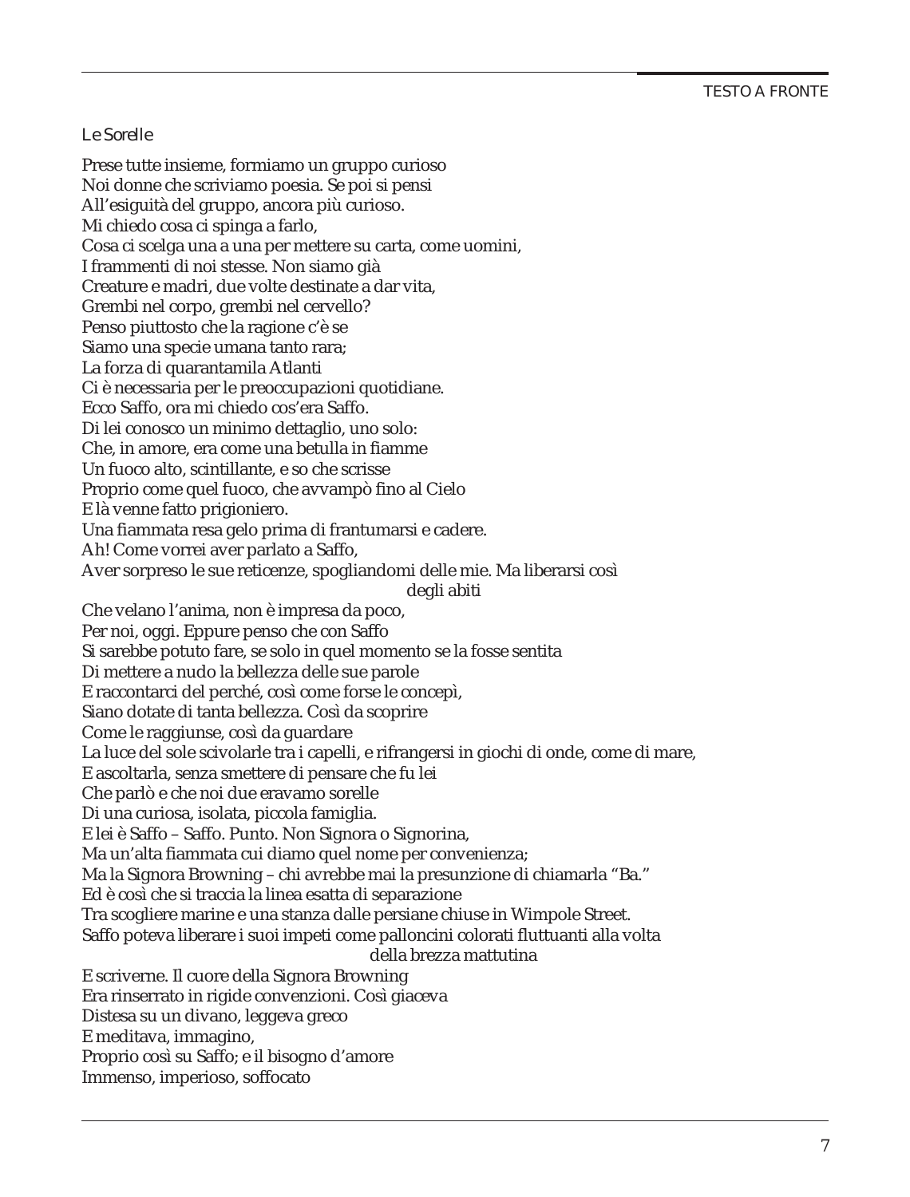*Le Sorelle*

Prese tutte insieme, formiamo un gruppo curioso  
Noi donne che scriviamo poesia. Se poi si pensi  
All'esiguità del gruppo, ancora più curioso.  
Mi chiedo cosa ci spinga a farlo,  
Cosa ci scelga una a una per mettere su carta, come uomini,  
I frammenti di noi stesse. Non siamo già  
Creature e madri, due volte destinate a dar vita,  
Grembi nel corpo, grembi nel cervello?  
Penso piuttosto che la ragione c'è se  
Siamo una specie umana tanto rara;  
La forza di quarantamila Atlanti  
Ci è necessaria per le preoccupazioni quotidiane.  
Ecco Saffo, ora mi chiedo cos'era Saffo.  
Di lei conosco un minimo dettaglio, uno solo:  
Che, in amore, era come una betulla in fiamme  
Un fuoco alto, scintillante, e so che scrisse  
Proprio come quel fuoco, che avvampò fino al Cielo  
E là venne fatto prigioniero.  
Una fiammata resa gelo prima di frantumarsi e cadere.  
Ah! Come vorrei aver parlato a Saffo,  
Aver sorpreso le sue reticenze, spogliandomi delle mie. Ma liberarsi così  
degli abiti  
Che velano l'anima, non è impresa da poco,  
Per noi, oggi. Eppure penso che con Saffo  
Si sarebbe potuto fare, se solo in quel momento se la fosse sentita  
Di mettere a nudo la bellezza delle sue parole  
E raccontarci del perché, così come forse le concepì,  
Siano dotate di tanta bellezza. Così da scoprire  
Come le raggiunse, così da guardare  
La luce del sole scivolarle tra i capelli, e rifrangersi in giochi di onde, come di mare,  
E ascoltarla, senza smettere di pensare che fu lei  
Che parlò e che noi due eravamo sorelle  
Di una curiosa, isolata, piccola famiglia.  
E lei è Saffo – Saffo. Punto. Non Signora o Signorina,  
Ma un'alta fiammata cui diamo quel nome per convenienza;  
Ma la Signora Browning – chi avrebbe mai la presunzione di chiamarla "Ba."  
Ed è così che si traccia la linea esatta di separazione  
Tra scogliere marine e una stanza dalle persiane chiuse in Wimpole Street.  
Saffo poteva liberare i suoi impeti come palloncini colorati fluttuanti alla volta  
della brezza mattutina  
E scriverne. Il cuore della Signora Browning  
Era rinserrato in rigide convenzioni. Così giaceva  
Distesa su un divano, leggeva greco  
E meditava, immagino,  
Proprio così su Saffo; e il bisogno d'amore  
Immenso, imperioso, soffocato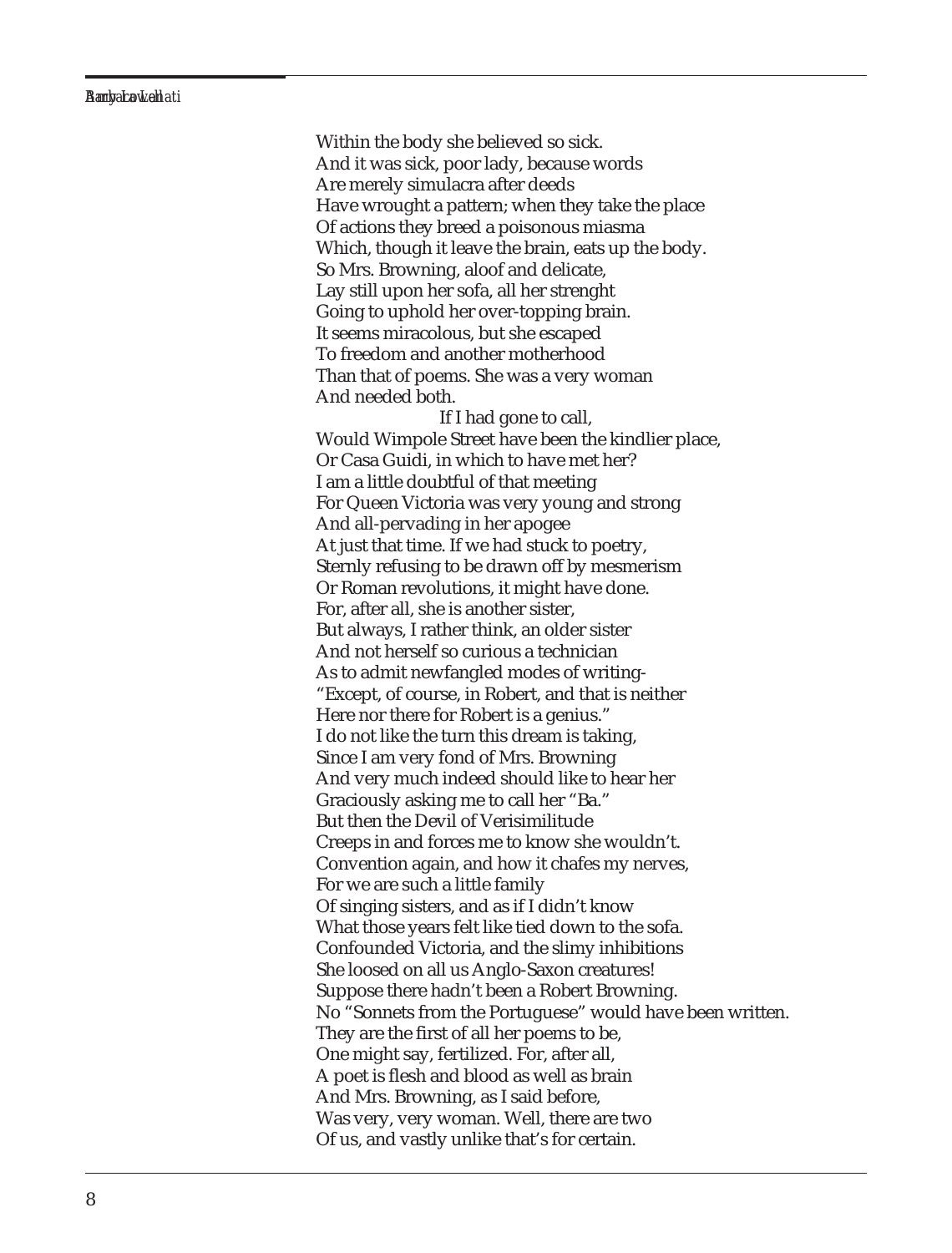Within the body she believed so sick.
And it was sick, poor lady, because words
Are merely simulacra after deeds
Have wrought a pattern; when they take the place
Of actions they breed a poisonous miasma
Which, though it leave the brain, eats up the body.
So Mrs. Browning, aloof and delicate,
Lay still upon her sofa, all her strenght
Going to uphold her over-topping brain.
It seems miracolous, but she escaped
To freedom and another motherhood
Than that of poems. She was a very woman
And needed both.

If I had gone to call,
Would Wimpole Street have been the kindlier place,
Or Casa Guidi, in which to have met her?
I am a little doubtful of that meeting
For Queen Victoria was very young and strong
And all-pervading in her apogee
At just that time. If we had stuck to poetry,
Sternly refusing to be drawn off by mesmerism
Or Roman revolutions, it might have done.
For, after all, she is another sister,
But always, I rather think, an older sister
And not herself so curious a technician
As to admit newfangled modes of writing-
"Except, of course, in Robert, and that is neither
Here nor there for Robert is a genius."
I do not like the turn this dream is taking,
Since I am very fond of Mrs. Browning
And very much indeed should like to hear her
Graciously asking me to call her "Ba."
But then the Devil of Verisimilitude
Creeps in and forces me to know she wouldn't.
Convention again, and how it chafes my nerves,
For we are such a little family
Of singing sisters, and as if I didn't know
What those years felt like tied down to the sofa.
Confounded Victoria, and the slimy inhibitions
She loosed on all us Anglo-Saxon creatures!
Suppose there hadn't been a Robert Browning.
No "Sonnets from the Portuguese" would have been written.
They are the first of all her poems to be,
One might say, fertilized. For, after all,
A poet is flesh and blood as well as brain
And Mrs. Browning, as I said before,
Was very, very woman. Well, there are two
Of us, and vastly unlike that's for certain.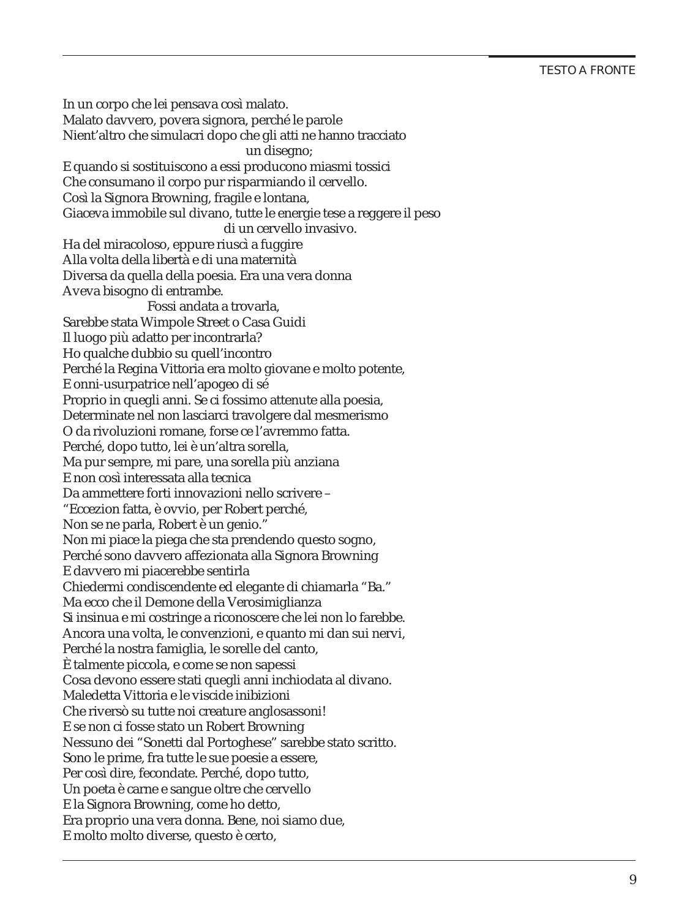In un corpo che lei pensava così malato.
Malato davvero, povera signora, perché le parole
Nient'altro che simulacri dopo che gli atti ne hanno tracciato
un disegno;
E quando si sostituiscono a essi producono miasmi tossici
Che consumano il corpo pur risparmiando il cervello.
Così la Signora Browning, fragile e lontana,
Giaceva immobile sul divano, tutte le energie tese a reggere il peso
di un cervello invasivo.
Ha del miracoloso, eppure riuscì a fuggire
Alla volta della libertà e di una maternità
Diversa da quella della poesia. Era una vera donna
Aveva bisogno di entrambe.
Fossi andata a trovarla,
Sarebbe stata Wimpole Street o Casa Guidi
Il luogo più adatto per incontrarla?
Ho qualche dubbio su quell'incontro
Perché la Regina Vittoria era molto giovane e molto potente,
E onni-usurpatrice nell'apogeo di sé
Proprio in quegli anni. Se ci fossimo attenute alla poesia,
Determinate nel non lasciarci travolgere dal mesmerismo
O da rivoluzioni romane, forse ce l'avremmo fatta.
Perché, dopo tutto, lei è un'altra sorella,
Ma pur sempre, mi pare, una sorella più anziana
E non così interessata alla tecnica
Da ammettere forti innovazioni nello scrivere –
"Eccezion fatta, è ovvio, per Robert perché,
Non se ne parla, Robert è un genio."
Non mi piace la piega che sta prendendo questo sogno,
Perché sono davvero affezionata alla Signora Browning
E davvero mi piacerebbe sentirla
Chiedermi condiscendente ed elegante di chiamarla "Ba."
Ma ecco che il Demone della Verosimiglianza
Si insinua e mi costringe a riconoscere che lei non lo farebbe.
Ancora una volta, le convenzioni, e quanto mi dan sui nervi,
Perché la nostra famiglia, le sorelle del canto,
È talmente piccola, e come se non sapessi
Cosa devono essere stati quegli anni inchiodata al divano.
Maledetta Vittoria e le viscide inibizioni
Che riversò su tutte noi creature anglosassoni!
E se non ci fosse stato un Robert Browning
Nessuno dei "Sonetti dal Portoghese" sarebbe stato scritto.
Sono le prime, fra tutte le sue poesie a essere,
Per così dire, fecondate. Perché, dopo tutto,
Un poeta è carne e sangue oltre che cervello
E la Signora Browning, come ho detto,
Era proprio una vera donna. Bene, noi siamo due,
E molto molto diverse, questo è certo,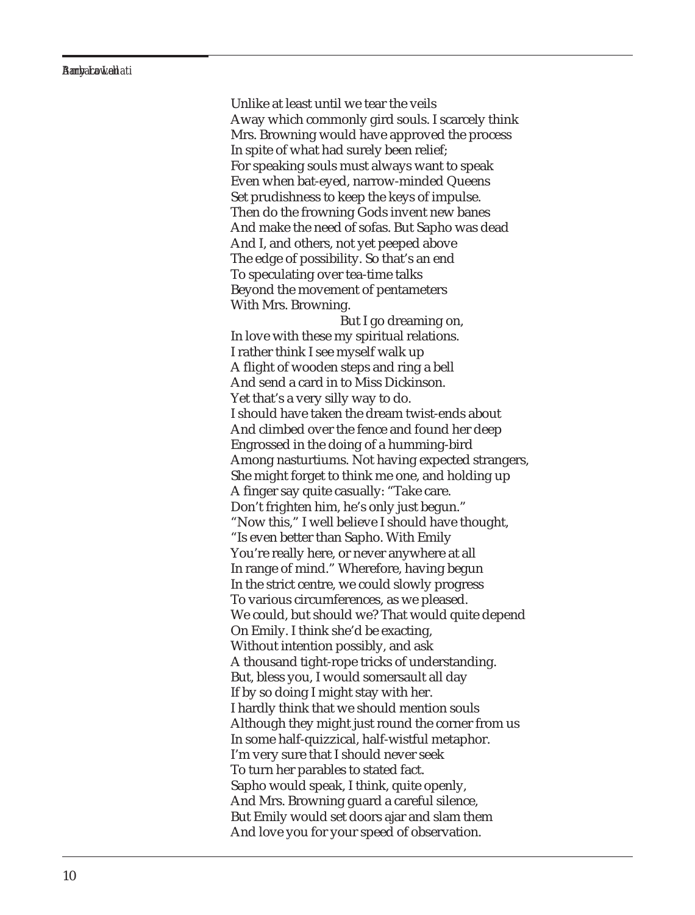Unlike at least until we tear the veils  
Away which commonly gird souls. I scarcely think  
Mrs. Browning would have approved the process  
In spite of what had surely been relief;  
For speaking souls must always want to speak  
Even when bat-eyed, narrow-minded Queens  
Set prudishness to keep the keys of impulse.  
Then do the frowning Gods invent new banes  
And make the need of sofas. But Sapho was dead  
And I, and others, not yet peeped above  
The edge of possibility. So that's an end  
To speculating over tea-time talks  
Beyond the movement of pentameters  
With Mrs. Browning.  
                                    But I go dreaming on,  
In love with these my spiritual relations.  
I rather think I see myself walk up  
A flight of wooden steps and ring a bell  
And send a card in to Miss Dickinson.  
Yet that's a very silly way to do.  
I should have taken the dream twist-ends about  
And climbed over the fence and found her deep  
Engrossed in the doing of a humming-bird  
Among nasturtiums. Not having expected strangers,  
She might forget to think me one, and holding up  
A finger say quite casually: "Take care.  
Don't frighten him, he's only just begun."  
"Now this," I well believe I should have thought,  
"Is even better than Sapho. With Emily  
You're really here, or never anywhere at all  
In range of mind." Wherefore, having begun  
In the strict centre, we could slowly progress  
To various circumferences, as we pleased.  
We could, but should we? That would quite depend  
On Emily. I think she'd be exacting,  
Without intention possibly, and ask  
A thousand tight-rope tricks of understanding.  
But, bless you, I would somersault all day  
If by so doing I might stay with her.  
I hardly think that we should mention souls  
Although they might just round the corner from us  
In some half-quizzical, half-wistful metaphor.  
I'm very sure that I should never seek  
To turn her parables to stated fact.  
Sapho would speak, I think, quite openly,  
And Mrs. Browning guard a careful silence,  
But Emily would set doors ajar and slam them  
And love you for your speed of observation.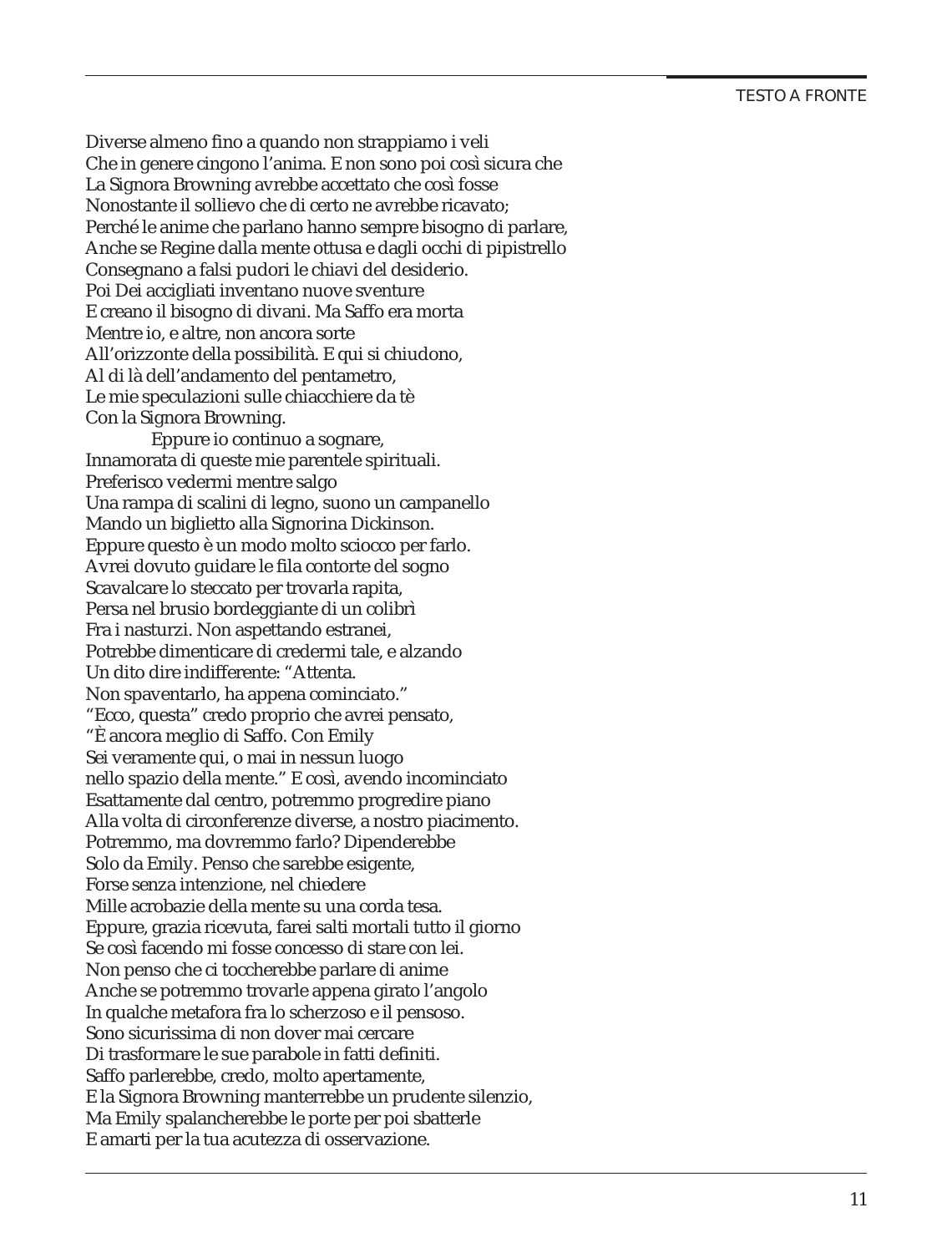Diverse almeno fino a quando non strappiamo i veli
Che in genere cingono l'anima. E non sono poi così sicura che
La Signora Browning avrebbe accettato che così fosse
Nonostante il sollievo che di certo ne avrebbe ricavato;
Perché le anime che parlano hanno sempre bisogno di parlare,
Anche se Regine dalla mente ottusa e dagli occhi di pipistrello
Consegnano a falsi pudori le chiavi del desiderio.
Poi Dei accigliati inventano nuove sventure
E creano il bisogno di divani. Ma Saffo era morta
Mentre io, e altre, non ancora sorte
All'orizzonte della possibilità. E qui si chiudono,
Al di là dell'andamento del pentametro,
Le mie speculazioni sulle chiacchiere da tè
Con la Signora Browning.

Eppure io continuo a sognare,
Innamorata di queste mie parentele spirituali.
Preferisco vedermi mentre salgo
Una rampa di scalini di legno, suono un campanello
Mando un biglietto alla Signorina Dickinson.
Eppure questo è un modo molto sciocco per farlo.
Avrei dovuto guidare le fila contorte del sogno
Scavalcare lo steccato per trovarla rapita,
Persa nel brusio bordeggiante di un colibrì
Fra i nasturzi. Non aspettando estranei,
Potrebbe dimenticare di credermi tale, e alzando
Un dito dire indifferente: "Attenta.
Non spaventarlo, ha appena cominciato."
"Ecco, questa" credo proprio che avrei pensato,
"È ancora meglio di Saffo. Con Emily
Sei veramente qui, o mai in nessun luogo
nello spazio della mente." E così, avendo incominciato
Esattamente dal centro, potremmo progredire piano
Alla volta di circonferenze diverse, a nostro piacimento.
Potremmo, ma dovremmo farlo? Dipenderebbe
Solo da Emily. Penso che sarebbe esigente,
Forse senza intenzione, nel chiedere
Mille acrobazie della mente su una corda tesa.
Eppure, grazia ricevuta, farei salti mortali tutto il giorno
Se così facendo mi fosse concesso di stare con lei.
Non penso che ci toccherebbe parlare di anime
Anche se potremmo trovarle appena girato l'angolo
In qualche metafora fra lo scherzoso e il pensoso.
Sono sicurissima di non dover mai cercare
Di trasformare le sue parabole in fatti definiti.
Saffo parlerebbe, credo, molto apertamente,
E la Signora Browning manterrebbe un prudente silenzio,
Ma Emily spalancherebbe le porte per poi sbatterle
E amarti per la tua acutezza di osservazione.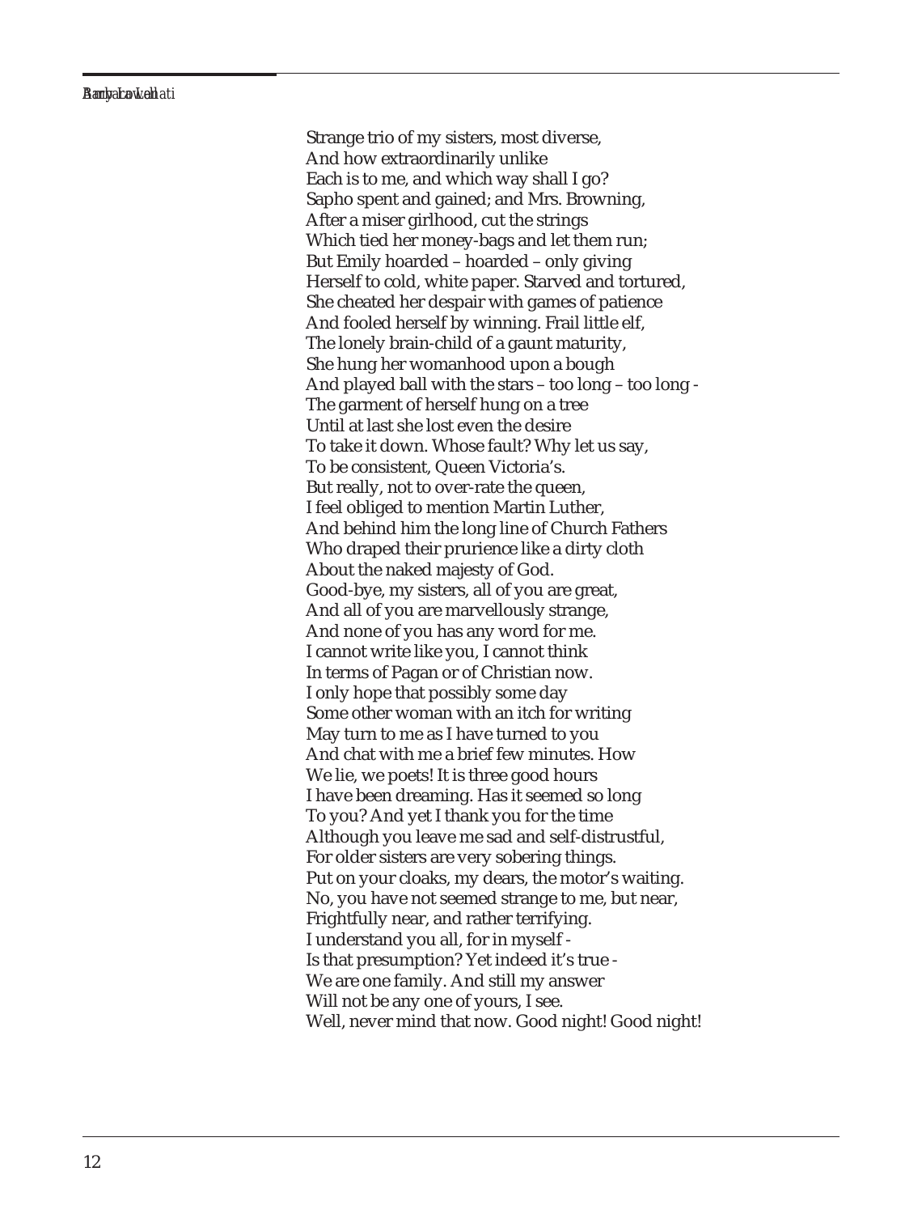Strange trio of my sisters, most diverse,  
And how extraordinarily unlike  
Each is to me, and which way shall I go?  
Sapho spent and gained; and Mrs. Browning,  
After a miser girlhood, cut the strings  
Which tied her money-bags and let them run;  
But Emily hoarded – hoarded – only giving  
Herself to cold, white paper. Starved and tortured,  
She cheated her despair with games of patience  
And fooled herself by winning. Frail little elf,  
The lonely brain-child of a gaunt maturity,  
She hung her womanhood upon a bough  
And played ball with the stars – too long – too long -  
The garment of herself hung on a tree  
Until at last she lost even the desire  
To take it down. Whose fault? Why let us say,  
To be consistent, Queen Victoria's.  
But really, not to over-rate the queen,  
I feel obliged to mention Martin Luther,  
And behind him the long line of Church Fathers  
Who draped their prurience like a dirty cloth  
About the naked majesty of God.  
Good-bye, my sisters, all of you are great,  
And all of you are marvellously strange,  
And none of you has any word for me.  
I cannot write like you, I cannot think  
In terms of Pagan or of Christian now.  
I only hope that possibly some day  
Some other woman with an itch for writing  
May turn to me as I have turned to you  
And chat with me a brief few minutes. How  
We lie, we poets! It is three good hours  
I have been dreaming. Has it seemed so long  
To you? And yet I thank you for the time  
Although you leave me sad and self-distrustful,  
For older sisters are very sobering things.  
Put on your cloaks, my dears, the motor's waiting.  
No, you have not seemed strange to me, but near,  
Frightfully near, and rather terrifying.  
I understand you all, for in myself -  
Is that presumption? Yet indeed it's true -  
We are one family. And still my answer  
Will not be any one of yours, I see.  
Well, never mind that now. Good night! Good night!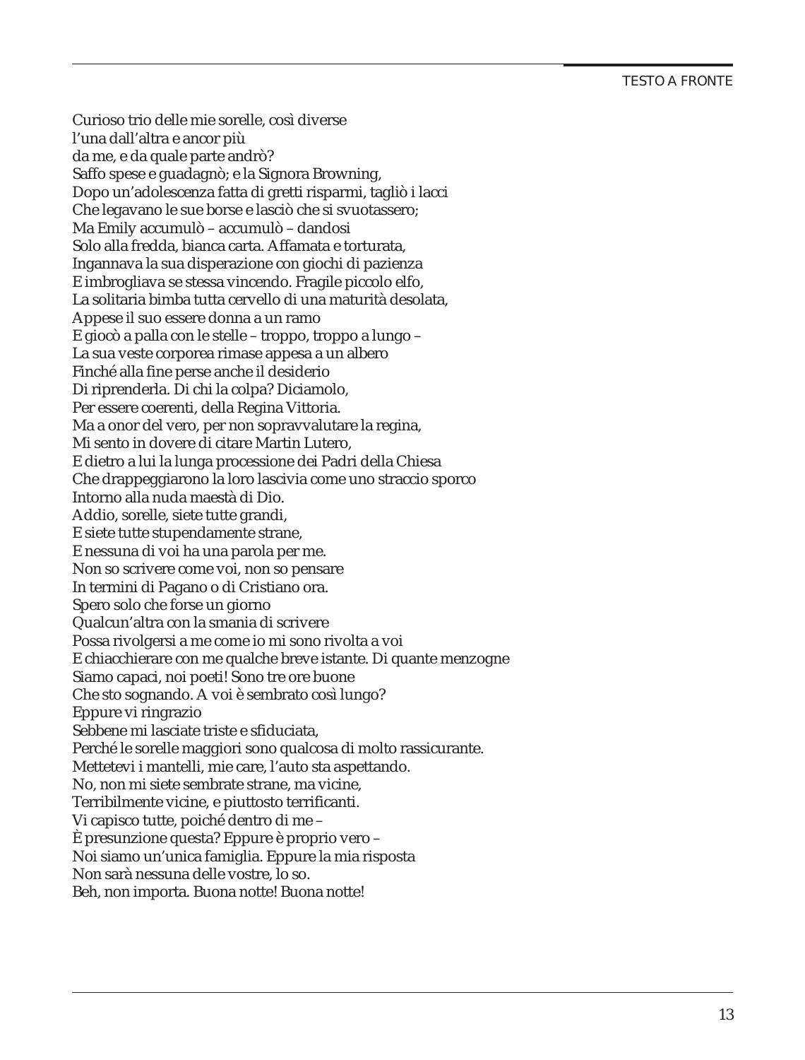Curioso trio delle mie sorelle, così diverse  
l'una dall'altra e ancor più  
da me, e da quale parte andrò?  
Saffo spese e guadagnò; e la Signora Browning,  
Dopo un'adolescenza fatta di gretti risparmi, tagliò i lacci  
Che legavano le sue borse e lasciò che si svuotassero;  
Ma Emily accumulò – accumulò – dandosi  
Solo alla fredda, bianca carta. Affamata e torturata,  
Ingannava la sua disperazione con giochi di pazienza  
E imbrogliava se stessa vincendo. Fragile piccolo elfo,  
La solitaria bimba tutta cervello di una maturità desolata,  
Appese il suo essere donna a un ramo  
E giocò a palla con le stelle – troppo, troppo a lungo –  
La sua veste corporea rimase appesa a un albero  
Finché alla fine perse anche il desiderio  
Di riprenderla. Di chi la colpa? Diciamolo,  
Per essere coerenti, della Regina Vittoria.  
Ma a onor del vero, per non sopravvalutare la regina,  
Mi sento in dovere di citare Martin Lutero,  
E dietro a lui la lunga processione dei Padri della Chiesa  
Che drappeggiarono la loro lascivia come uno straccio sporco  
Intorno alla nuda maestà di Dio.  
Addio, sorelle, siete tutte grandi,  
E siete tutte stupendamente strane,  
E nessuna di voi ha una parola per me.  
Non so scrivere come voi, non so pensare  
In termini di Pagano o di Cristiano ora.  
Spero solo che forse un giorno  
Qualcun'altra con la smania di scrivere  
Possa rivolgersi a me come io mi sono rivolta a voi  
E chiacchierare con me qualche breve istante. Di quante menzogne  
Siamo capaci, noi poeti! Sono tre ore buone  
Che sto sognando. A voi è sembrato così lungo?  
Eppure vi ringrazio  
Sebbene mi lasciate triste e sfiduciata,  
Perché le sorelle maggiori sono qualcosa di molto rassicurante.  
Mettetevi i mantelli, mie care, l'auto sta aspettando.  
No, non mi siete sembrate strane, ma vicine,  
Terribilmente vicine, e piuttosto terrificanti.  
Vi capisco tutte, poiché dentro di me –  
È presunzione questa? Eppure è proprio vero –  
Noi siamo un'unica famiglia. Eppure la mia risposta  
Non sarà nessuna delle vostre, lo so.  
Beh, non importa. Buona notte! Buona notte!